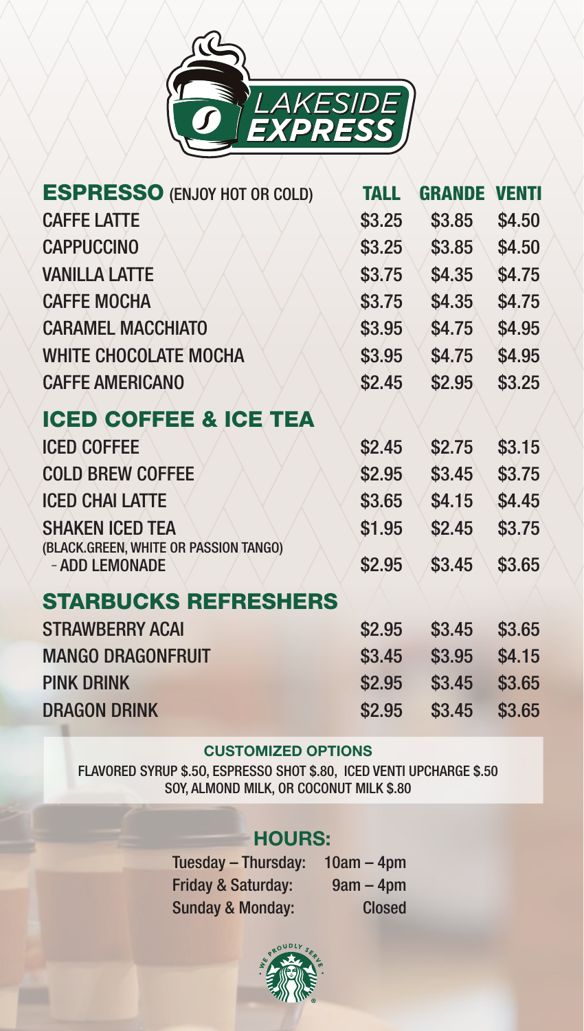# LAKESIDE EXPRESS

| ESPRESSO (ENJOY HOT OR COLD) | TALL | GRANDE | VENTI |
|---|---|---|---|
| CAFFE LATTE | $3.25 | $3.85 | $4.50 |
| CAPPUCCINO | $3.25 | $3.85 | $4.50 |
| VANILLA LATTE | $3.75 | $4.35 | $4.75 |
| CAFFE MOCHA | $3.75 | $4.35 | $4.75 |
| CARAMEL MACCHIATO | $3.95 | $4.75 | $4.95 |
| WHITE CHOCOLATE MOCHA | $3.95 | $4.75 | $4.95 |
| CAFFE AMERICANO | $2.45 | $2.95 | $3.25 |
| **ICED COFFEE & ICE TEA** | | | |
| ICED COFFEE | $2.45 | $2.75 | $3.15 |
| COLD BREW COFFEE | $2.95 | $3.45 | $3.75 |
| ICED CHAI LATTE | $3.65 | $4.15 | $4.45 |
| SHAKEN ICED TEA (BLACK.GREEN, WHITE OR PASSION TANGO) | $1.95 | $2.45 | $3.75 |
| - ADD LEMONADE | $2.95 | $3.45 | $3.65 |
| **STARBUCKS REFRESHERS** | | | |
| STRAWBERRY ACAI | $2.95 | $3.45 | $3.65 |
| MANGO DRAGONFRUIT | $3.45 | $3.95 | $4.15 |
| PINK DRINK | $2.95 | $3.45 | $3.65 |
| DRAGON DRINK | $2.95 | $3.45 | $3.65 |

### CUSTOMIZED OPTIONS

FLAVORED SYRUP $.50, ESPRESSO SHOT $.80, ICED VENTI UPCHARGE $.50
SOY, ALMOND MILK, OR COCONUT MILK $.80

## HOURS:

| | |
|---|---|
| Tuesday – Thursday: | 10am – 4pm |
| Friday & Saturday: | 9am – 4pm |
| Sunday & Monday: | Closed |

WE PROUDLY SERVE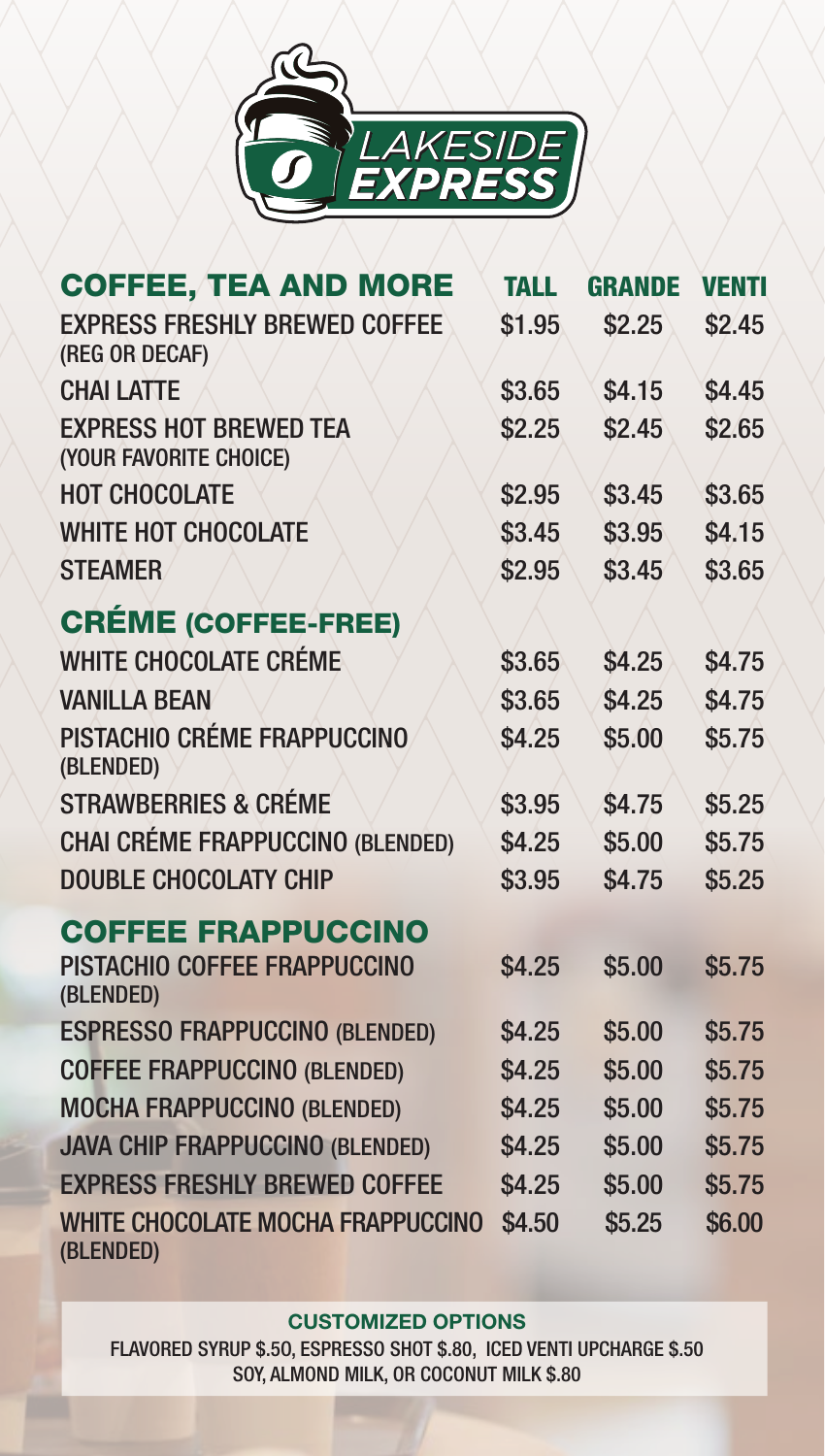# LAKESIDE EXPRESS

| COFFEE, TEA AND MORE | TALL | GRANDE | VENTI |
| --- | --- | --- | --- |
| EXPRESS FRESHLY BREWED COFFEE (REG OR DECAF) | $1.95 | $2.25 | $2.45 |
| CHAI LATTE | $3.65 | $4.15 | $4.45 |
| EXPRESS HOT BREWED TEA (YOUR FAVORITE CHOICE) | $2.25 | $2.45 | $2.65 |
| HOT CHOCOLATE | $2.95 | $3.45 | $3.65 |
| WHITE HOT CHOCOLATE | $3.45 | $3.95 | $4.15 |
| STEAMER | $2.95 | $3.45 | $3.65 |
| **CRÉME (COFFEE-FREE)** | | | |
| WHITE CHOCOLATE CRÉME | $3.65 | $4.25 | $4.75 |
| VANILLA BEAN | $3.65 | $4.25 | $4.75 |
| PISTACHIO CRÉME FRAPPUCCINO (BLENDED) | $4.25 | $5.00 | $5.75 |
| STRAWBERRIES & CRÉME | $3.95 | $4.75 | $5.25 |
| CHAI CRÉME FRAPPUCCINO (BLENDED) | $4.25 | $5.00 | $5.75 |
| DOUBLE CHOCOLATY CHIP | $3.95 | $4.75 | $5.25 |
| **COFFEE FRAPPUCCINO** | | | |
| PISTACHIO COFFEE FRAPPUCCINO (BLENDED) | $4.25 | $5.00 | $5.75 |
| ESPRESSO FRAPPUCCINO (BLENDED) | $4.25 | $5.00 | $5.75 |
| COFFEE FRAPPUCCINO (BLENDED) | $4.25 | $5.00 | $5.75 |
| MOCHA FRAPPUCCINO (BLENDED) | $4.25 | $5.00 | $5.75 |
| JAVA CHIP FRAPPUCCINO (BLENDED) | $4.25 | $5.00 | $5.75 |
| EXPRESS FRESHLY BREWED COFFEE | $4.25 | $5.00 | $5.75 |
| WHITE CHOCOLATE MOCHA FRAPPUCCINO (BLENDED) | $4.50 | $5.25 | $6.00 |

### CUSTOMIZED OPTIONS

FLAVORED SYRUP $.50, ESPRESSO SHOT $.80, ICED VENTI UPCHARGE $.50
SOY, ALMOND MILK, OR COCONUT MILK $.80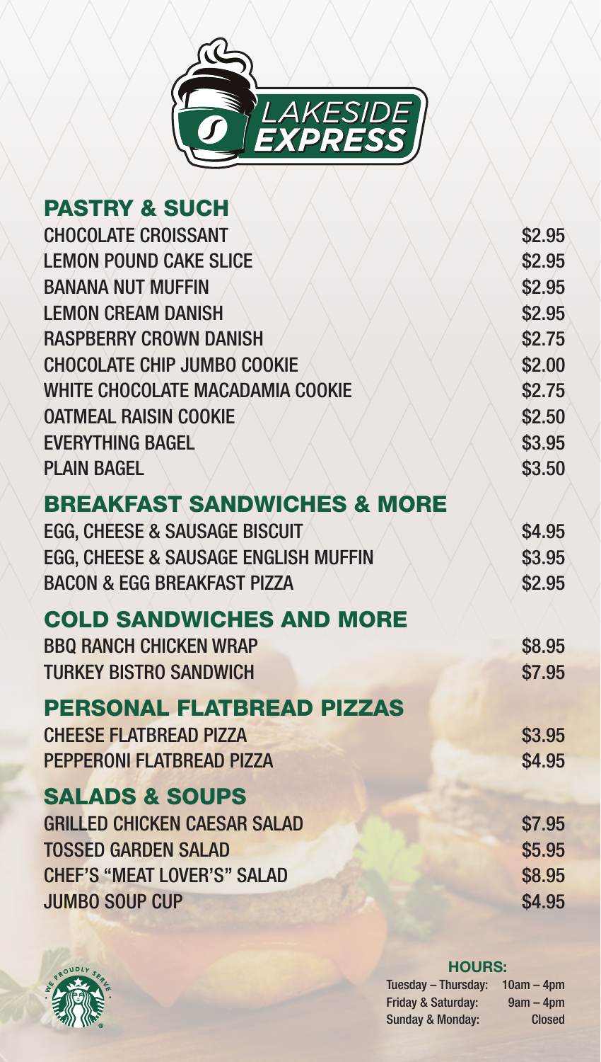# LAKESIDE EXPRESS

## PASTRY & SUCH

| | |
|---|---|
| CHOCOLATE CROISSANT | $2.95 |
| LEMON POUND CAKE SLICE | $2.95 |
| BANANA NUT MUFFIN | $2.95 |
| LEMON CREAM DANISH | $2.95 |
| RASPBERRY CROWN DANISH | $2.75 |
| CHOCOLATE CHIP JUMBO COOKIE | $2.00 |
| WHITE CHOCOLATE MACADAMIA COOKIE | $2.75 |
| OATMEAL RAISIN COOKIE | $2.50 |
| EVERYTHING BAGEL | $3.95 |
| PLAIN BAGEL | $3.50 |

## BREAKFAST SANDWICHES & MORE

| | |
|---|---|
| EGG, CHEESE & SAUSAGE BISCUIT | $4.95 |
| EGG, CHEESE & SAUSAGE ENGLISH MUFFIN | $3.95 |
| BACON & EGG BREAKFAST PIZZA | $2.95 |

## COLD SANDWICHES AND MORE

| | |
|---|---|
| BBQ RANCH CHICKEN WRAP | $8.95 |
| TURKEY BISTRO SANDWICH | $7.95 |

## PERSONAL FLATBREAD PIZZAS

| | |
|---|---|
| CHEESE FLATBREAD PIZZA | $3.95 |
| PEPPERONI FLATBREAD PIZZA | $4.95 |

## SALADS & SOUPS

| | |
|---|---|
| GRILLED CHICKEN CAESAR SALAD | $7.95 |
| TOSSED GARDEN SALAD | $5.95 |
| CHEF'S "MEAT LOVER'S" SALAD | $8.95 |
| JUMBO SOUP CUP | $4.95 |

WE PROUDLY SERVE

**HOURS:**

| | |
|---|---|
| Tuesday – Thursday: | 10am – 4pm |
| Friday & Saturday: | 9am – 4pm |
| Sunday & Monday: | Closed |